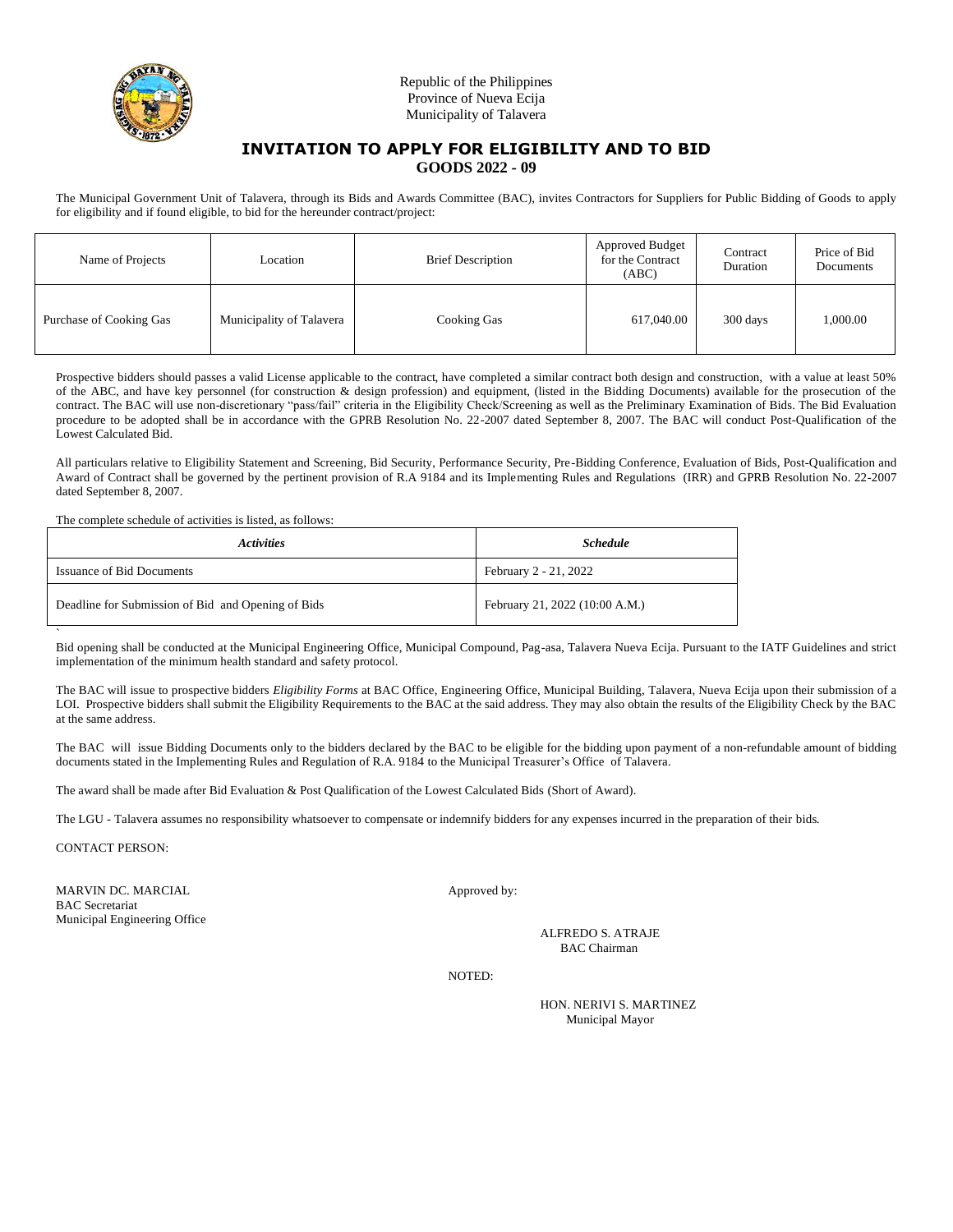Republic of the Philippines
Province of Nueva Ecija
Municipality of Talavera

# INVITATION TO APPLY FOR ELIGIBILITY AND TO BID

## GOODS 2022 - 09

The Municipal Government Unit of Talavera, through its Bids and Awards Committee (BAC), invites Contractors for Suppliers for Public Bidding of Goods to apply for eligibility and if found eligible, to bid for the hereunder contract/project:

| Name of Projects | Location | Brief Description | Approved Budget for the Contract (ABC) | Contract Duration | Price of Bid Documents |
|---|---|---|---|---|---|
| Purchase of Cooking Gas | Municipality of Talavera | Cooking Gas | 617,040.00 | 300 days | 1,000.00 |

Prospective bidders should passes a valid License applicable to the contract, have completed a similar contract both design and construction, with a value at least 50% of the ABC, and have key personnel (for construction & design profession) and equipment, (listed in the Bidding Documents) available for the prosecution of the contract. The BAC will use non-discretionary "pass/fail" criteria in the Eligibility Check/Screening as well as the Preliminary Examination of Bids. The Bid Evaluation procedure to be adopted shall be in accordance with the GPRB Resolution No. 22-2007 dated September 8, 2007. The BAC will conduct Post-Qualification of the Lowest Calculated Bid.

All particulars relative to Eligibility Statement and Screening, Bid Security, Performance Security, Pre-Bidding Conference, Evaluation of Bids, Post-Qualification and Award of Contract shall be governed by the pertinent provision of R.A 9184 and its Implementing Rules and Regulations (IRR) and GPRB Resolution No. 22-2007 dated September 8, 2007.

The complete schedule of activities is listed, as follows:

| *Activities* | *Schedule* |
|---|---|
| Issuance of Bid Documents | February 2 - 21, 2022 |
| Deadline for Submission of Bid and Opening of Bids | February 21, 2022 (10:00 A.M.) |

Bid opening shall be conducted at the Municipal Engineering Office, Municipal Compound, Pag-asa, Talavera Nueva Ecija. Pursuant to the IATF Guidelines and strict implementation of the minimum health standard and safety protocol.

The BAC will issue to prospective bidders *Eligibility Forms* at BAC Office, Engineering Office, Municipal Building, Talavera, Nueva Ecija upon their submission of a LOI. Prospective bidders shall submit the Eligibility Requirements to the BAC at the said address. They may also obtain the results of the Eligibility Check by the BAC at the same address.

The BAC will issue Bidding Documents only to the bidders declared by the BAC to be eligible for the bidding upon payment of a non-refundable amount of bidding documents stated in the Implementing Rules and Regulation of R.A. 9184 to the Municipal Treasurer's Office of Talavera.

The award shall be made after Bid Evaluation & Post Qualification of the Lowest Calculated Bids (Short of Award).

The LGU - Talavera assumes no responsibility whatsoever to compensate or indemnify bidders for any expenses incurred in the preparation of their bids.

CONTACT PERSON:

MARVIN DC. MARCIAL
BAC Secretariat
Municipal Engineering Office

Approved by:

ALFREDO S. ATRAJE
BAC Chairman

NOTED:

HON. NERIVI S. MARTINEZ
Municipal Mayor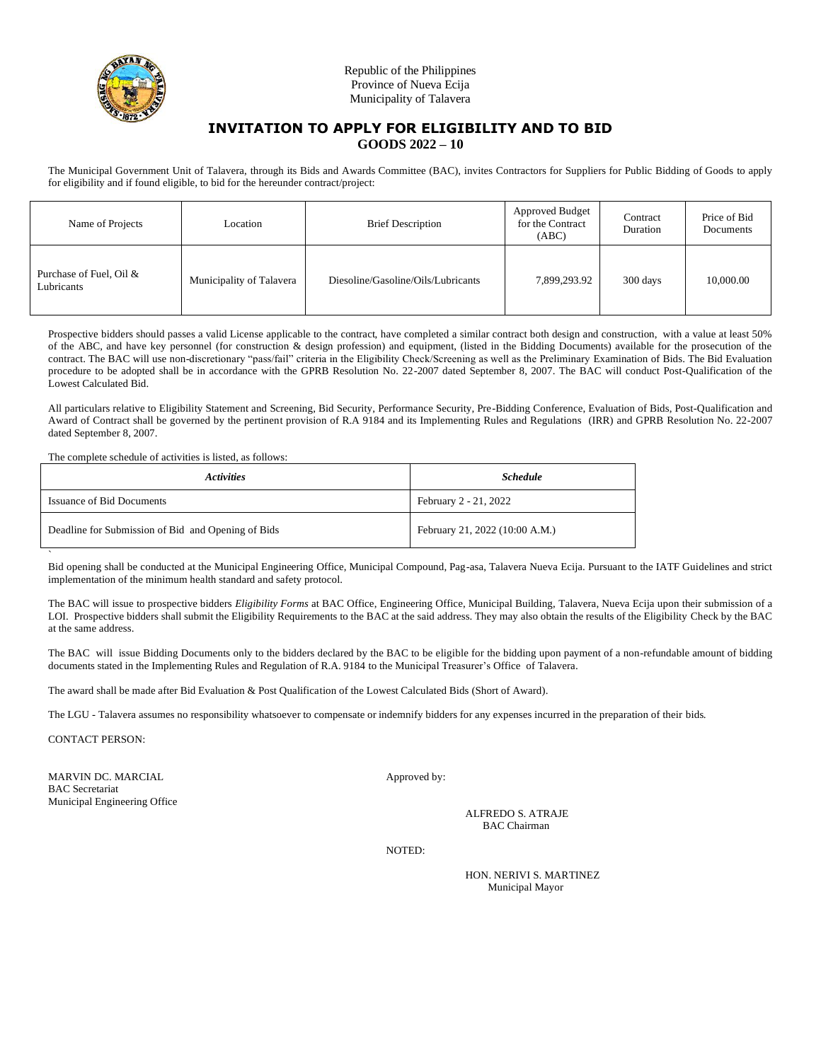Republic of the Philippines
Province of Nueva Ecija
Municipality of Talavera

# INVITATION TO APPLY FOR ELIGIBILITY AND TO BID

## GOODS 2022 – 10

The Municipal Government Unit of Talavera, through its Bids and Awards Committee (BAC), invites Contractors for Suppliers for Public Bidding of Goods to apply for eligibility and if found eligible, to bid for the hereunder contract/project:

| Name of Projects | Location | Brief Description | Approved Budget for the Contract (ABC) | Contract Duration | Price of Bid Documents |
|---|---|---|---|---|---|
| Purchase of Fuel, Oil & Lubricants | Municipality of Talavera | Diesoline/Gasoline/Oils/Lubricants | 7,899,293.92 | 300 days | 10,000.00 |

Prospective bidders should passes a valid License applicable to the contract, have completed a similar contract both design and construction, with a value at least 50% of the ABC, and have key personnel (for construction & design profession) and equipment, (listed in the Bidding Documents) available for the prosecution of the contract. The BAC will use non-discretionary "pass/fail" criteria in the Eligibility Check/Screening as well as the Preliminary Examination of Bids. The Bid Evaluation procedure to be adopted shall be in accordance with the GPRB Resolution No. 22-2007 dated September 8, 2007. The BAC will conduct Post-Qualification of the Lowest Calculated Bid.

All particulars relative to Eligibility Statement and Screening, Bid Security, Performance Security, Pre-Bidding Conference, Evaluation of Bids, Post-Qualification and Award of Contract shall be governed by the pertinent provision of R.A 9184 and its Implementing Rules and Regulations (IRR) and GPRB Resolution No. 22-2007 dated September 8, 2007.

The complete schedule of activities is listed, as follows:

| *Activities* | *Schedule* |
|---|---|
| Issuance of Bid Documents | February 2 - 21, 2022 |
| Deadline for Submission of Bid and Opening of Bids | February 21, 2022 (10:00 A.M.) |

Bid opening shall be conducted at the Municipal Engineering Office, Municipal Compound, Pag-asa, Talavera Nueva Ecija. Pursuant to the IATF Guidelines and strict implementation of the minimum health standard and safety protocol.

The BAC will issue to prospective bidders *Eligibility Forms* at BAC Office, Engineering Office, Municipal Building, Talavera, Nueva Ecija upon their submission of a LOI. Prospective bidders shall submit the Eligibility Requirements to the BAC at the said address. They may also obtain the results of the Eligibility Check by the BAC at the same address.

The BAC will issue Bidding Documents only to the bidders declared by the BAC to be eligible for the bidding upon payment of a non-refundable amount of bidding documents stated in the Implementing Rules and Regulation of R.A. 9184 to the Municipal Treasurer's Office of Talavera.

The award shall be made after Bid Evaluation & Post Qualification of the Lowest Calculated Bids (Short of Award).

The LGU - Talavera assumes no responsibility whatsoever to compensate or indemnify bidders for any expenses incurred in the preparation of their bids.

CONTACT PERSON:

MARVIN DC. MARCIAL
BAC Secretariat
Municipal Engineering Office

Approved by:

ALFREDO S. ATRAJE
BAC Chairman

NOTED:

HON. NERIVI S. MARTINEZ
Municipal Mayor